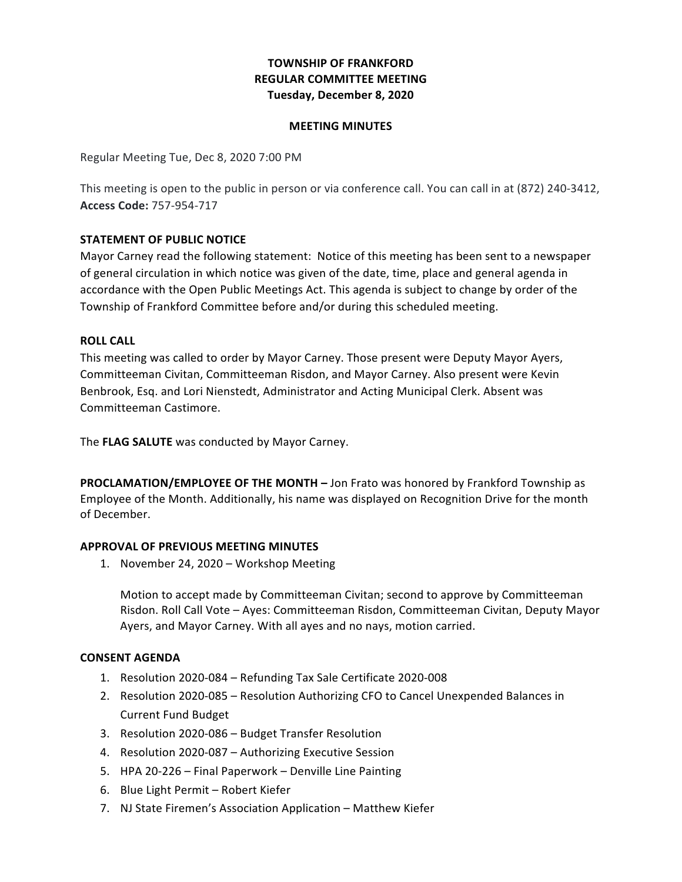# TOWNSHIP OF FRANKFORD
## REGULAR COMMITTEE MEETING
## Tuesday, December 8, 2020

## MEETING MINUTES

Regular Meeting Tue, Dec 8, 2020 7:00 PM

This meeting is open to the public in person or via conference call. You can call in at (872) 240-3412, **Access Code:** 757-954-717

### STATEMENT OF PUBLIC NOTICE

Mayor Carney read the following statement: Notice of this meeting has been sent to a newspaper of general circulation in which notice was given of the date, time, place and general agenda in accordance with the Open Public Meetings Act. This agenda is subject to change by order of the Township of Frankford Committee before and/or during this scheduled meeting.

### ROLL CALL

This meeting was called to order by Mayor Carney. Those present were Deputy Mayor Ayers, Committeeman Civitan, Committeeman Risdon, and Mayor Carney. Also present were Kevin Benbrook, Esq. and Lori Nienstedt, Administrator and Acting Municipal Clerk. Absent was Committeeman Castimore.

The **FLAG SALUTE** was conducted by Mayor Carney.

**PROCLAMATION/EMPLOYEE OF THE MONTH –** Jon Frato was honored by Frankford Township as Employee of the Month. Additionally, his name was displayed on Recognition Drive for the month of December.

### APPROVAL OF PREVIOUS MEETING MINUTES

1. November 24, 2020 – Workshop Meeting

   Motion to accept made by Committeeman Civitan; second to approve by Committeeman Risdon. Roll Call Vote – Ayes: Committeeman Risdon, Committeeman Civitan, Deputy Mayor Ayers, and Mayor Carney. With all ayes and no nays, motion carried.

### CONSENT AGENDA

1. Resolution 2020-084 – Refunding Tax Sale Certificate 2020-008
2. Resolution 2020-085 – Resolution Authorizing CFO to Cancel Unexpended Balances in Current Fund Budget
3. Resolution 2020-086 – Budget Transfer Resolution
4. Resolution 2020-087 – Authorizing Executive Session
5. HPA 20-226 – Final Paperwork – Denville Line Painting
6. Blue Light Permit – Robert Kiefer
7. NJ State Firemen's Association Application – Matthew Kiefer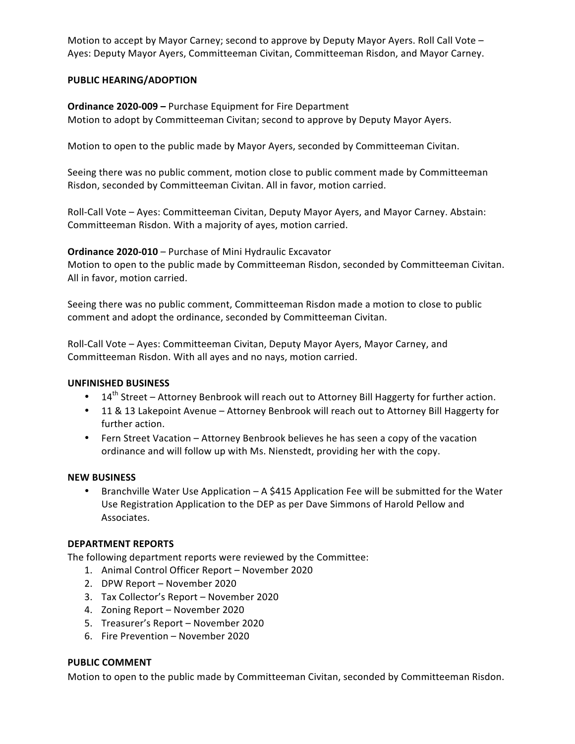Motion to accept by Mayor Carney; second to approve by Deputy Mayor Ayers. Roll Call Vote – Ayes: Deputy Mayor Ayers, Committeeman Civitan, Committeeman Risdon, and Mayor Carney.

**PUBLIC HEARING/ADOPTION**

**Ordinance 2020-009 –** Purchase Equipment for Fire Department
Motion to adopt by Committeeman Civitan; second to approve by Deputy Mayor Ayers.

Motion to open to the public made by Mayor Ayers, seconded by Committeeman Civitan.

Seeing there was no public comment, motion close to public comment made by Committeeman Risdon, seconded by Committeeman Civitan. All in favor, motion carried.

Roll-Call Vote – Ayes: Committeeman Civitan, Deputy Mayor Ayers, and Mayor Carney. Abstain: Committeeman Risdon. With a majority of ayes, motion carried.

**Ordinance 2020-010** – Purchase of Mini Hydraulic Excavator
Motion to open to the public made by Committeeman Risdon, seconded by Committeeman Civitan. All in favor, motion carried.

Seeing there was no public comment, Committeeman Risdon made a motion to close to public comment and adopt the ordinance, seconded by Committeeman Civitan.

Roll-Call Vote – Ayes: Committeeman Civitan, Deputy Mayor Ayers, Mayor Carney, and Committeeman Risdon. With all ayes and no nays, motion carried.

**UNFINISHED BUSINESS**

- 14th Street – Attorney Benbrook will reach out to Attorney Bill Haggerty for further action.
- 11 & 13 Lakepoint Avenue – Attorney Benbrook will reach out to Attorney Bill Haggerty for further action.
- Fern Street Vacation – Attorney Benbrook believes he has seen a copy of the vacation ordinance and will follow up with Ms. Nienstedt, providing her with the copy.

**NEW BUSINESS**

- Branchville Water Use Application – A $415 Application Fee will be submitted for the Water Use Registration Application to the DEP as per Dave Simmons of Harold Pellow and Associates.

**DEPARTMENT REPORTS**

The following department reports were reviewed by the Committee:

1. Animal Control Officer Report – November 2020
2. DPW Report – November 2020
3. Tax Collector's Report – November 2020
4. Zoning Report – November 2020
5. Treasurer's Report – November 2020
6. Fire Prevention – November 2020

**PUBLIC COMMENT**

Motion to open to the public made by Committeeman Civitan, seconded by Committeeman Risdon.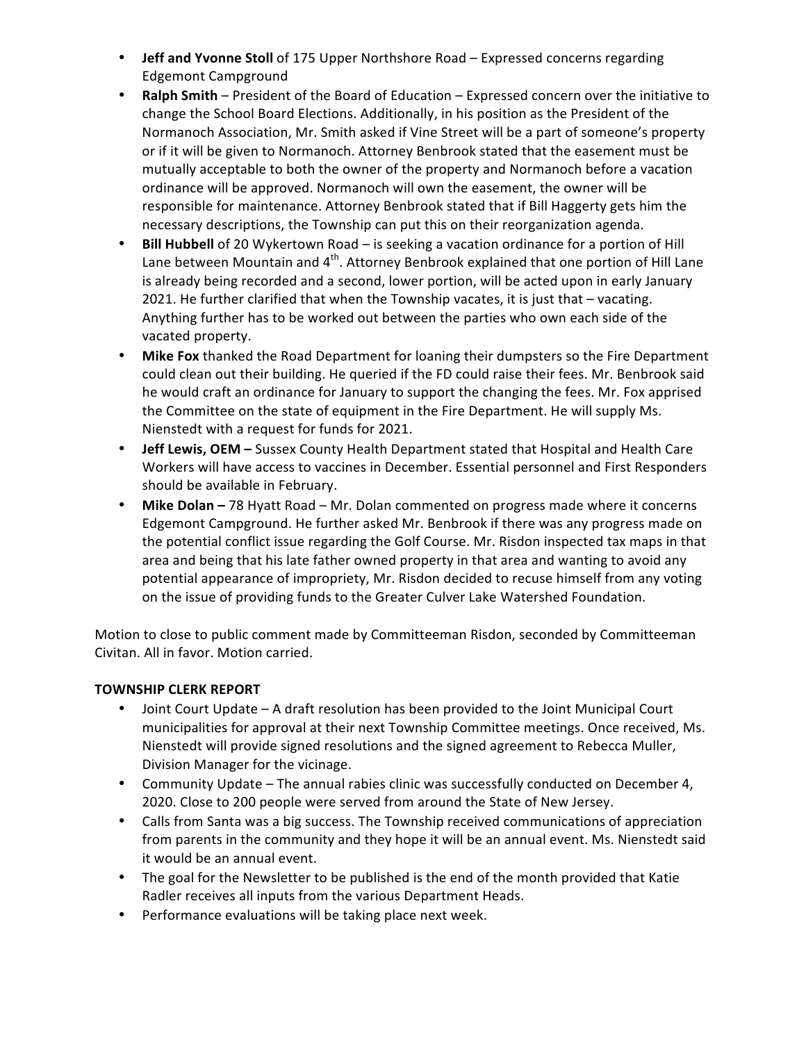- **Jeff and Yvonne Stoll** of 175 Upper Northshore Road – Expressed concerns regarding Edgemont Campground
- **Ralph Smith** – President of the Board of Education – Expressed concern over the initiative to change the School Board Elections. Additionally, in his position as the President of the Normanoch Association, Mr. Smith asked if Vine Street will be a part of someone's property or if it will be given to Normanoch. Attorney Benbrook stated that the easement must be mutually acceptable to both the owner of the property and Normanoch before a vacation ordinance will be approved. Normanoch will own the easement, the owner will be responsible for maintenance. Attorney Benbrook stated that if Bill Haggerty gets him the necessary descriptions, the Township can put this on their reorganization agenda.
- **Bill Hubbell** of 20 Wykertown Road – is seeking a vacation ordinance for a portion of Hill Lane between Mountain and 4th. Attorney Benbrook explained that one portion of Hill Lane is already being recorded and a second, lower portion, will be acted upon in early January 2021. He further clarified that when the Township vacates, it is just that – vacating. Anything further has to be worked out between the parties who own each side of the vacated property.
- **Mike Fox** thanked the Road Department for loaning their dumpsters so the Fire Department could clean out their building. He queried if the FD could raise their fees. Mr. Benbrook said he would craft an ordinance for January to support the changing the fees. Mr. Fox apprised the Committee on the state of equipment in the Fire Department. He will supply Ms. Nienstedt with a request for funds for 2021.
- **Jeff Lewis, OEM –** Sussex County Health Department stated that Hospital and Health Care Workers will have access to vaccines in December. Essential personnel and First Responders should be available in February.
- **Mike Dolan –** 78 Hyatt Road – Mr. Dolan commented on progress made where it concerns Edgemont Campground. He further asked Mr. Benbrook if there was any progress made on the potential conflict issue regarding the Golf Course. Mr. Risdon inspected tax maps in that area and being that his late father owned property in that area and wanting to avoid any potential appearance of impropriety, Mr. Risdon decided to recuse himself from any voting on the issue of providing funds to the Greater Culver Lake Watershed Foundation.

Motion to close to public comment made by Committeeman Risdon, seconded by Committeeman Civitan. All in favor. Motion carried.

**TOWNSHIP CLERK REPORT**

- Joint Court Update – A draft resolution has been provided to the Joint Municipal Court municipalities for approval at their next Township Committee meetings. Once received, Ms. Nienstedt will provide signed resolutions and the signed agreement to Rebecca Muller, Division Manager for the vicinage.
- Community Update – The annual rabies clinic was successfully conducted on December 4, 2020. Close to 200 people were served from around the State of New Jersey.
- Calls from Santa was a big success. The Township received communications of appreciation from parents in the community and they hope it will be an annual event. Ms. Nienstedt said it would be an annual event.
- The goal for the Newsletter to be published is the end of the month provided that Katie Radler receives all inputs from the various Department Heads.
- Performance evaluations will be taking place next week.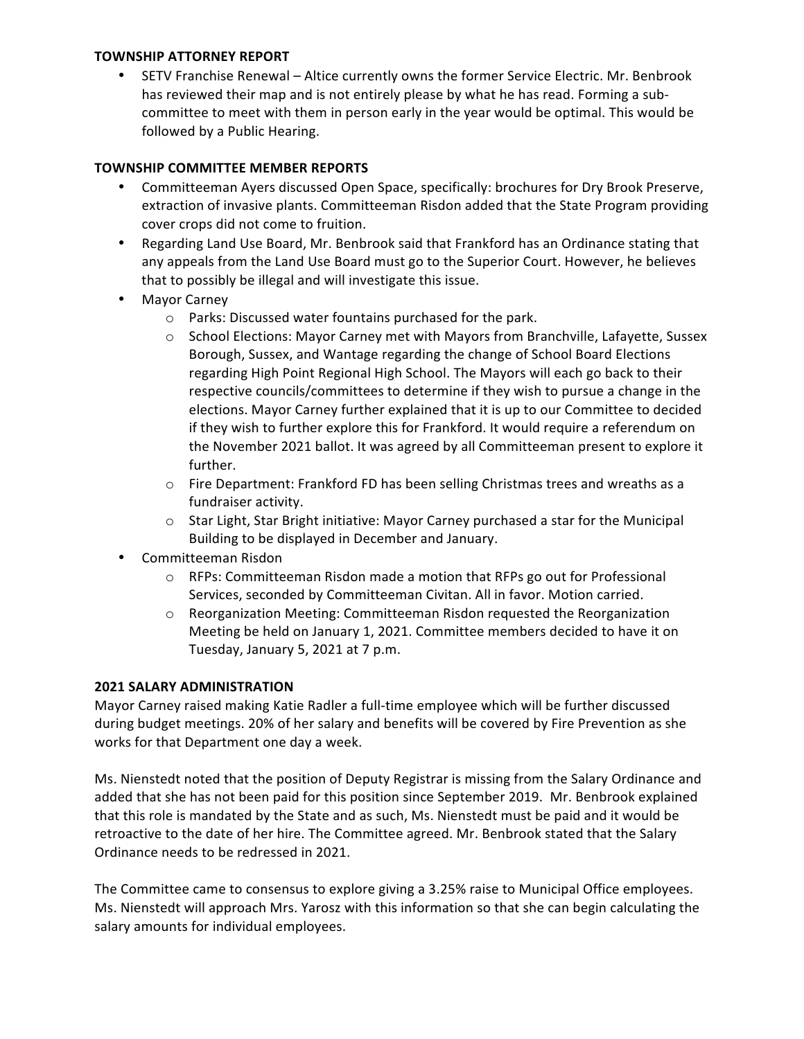**TOWNSHIP ATTORNEY REPORT**

- SETV Franchise Renewal – Altice currently owns the former Service Electric. Mr. Benbrook has reviewed their map and is not entirely please by what he has read. Forming a sub-committee to meet with them in person early in the year would be optimal. This would be followed by a Public Hearing.

**TOWNSHIP COMMITTEE MEMBER REPORTS**

- Committeeman Ayers discussed Open Space, specifically: brochures for Dry Brook Preserve, extraction of invasive plants. Committeeman Risdon added that the State Program providing cover crops did not come to fruition.
- Regarding Land Use Board, Mr. Benbrook said that Frankford has an Ordinance stating that any appeals from the Land Use Board must go to the Superior Court. However, he believes that to possibly be illegal and will investigate this issue.
- Mayor Carney
  - Parks: Discussed water fountains purchased for the park.
  - School Elections: Mayor Carney met with Mayors from Branchville, Lafayette, Sussex Borough, Sussex, and Wantage regarding the change of School Board Elections regarding High Point Regional High School. The Mayors will each go back to their respective councils/committees to determine if they wish to pursue a change in the elections. Mayor Carney further explained that it is up to our Committee to decided if they wish to further explore this for Frankford. It would require a referendum on the November 2021 ballot. It was agreed by all Committeeman present to explore it further.
  - Fire Department: Frankford FD has been selling Christmas trees and wreaths as a fundraiser activity.
  - Star Light, Star Bright initiative: Mayor Carney purchased a star for the Municipal Building to be displayed in December and January.
- Committeeman Risdon
  - RFPs: Committeeman Risdon made a motion that RFPs go out for Professional Services, seconded by Committeeman Civitan. All in favor. Motion carried.
  - Reorganization Meeting: Committeeman Risdon requested the Reorganization Meeting be held on January 1, 2021. Committee members decided to have it on Tuesday, January 5, 2021 at 7 p.m.

**2021 SALARY ADMINISTRATION**

Mayor Carney raised making Katie Radler a full-time employee which will be further discussed during budget meetings. 20% of her salary and benefits will be covered by Fire Prevention as she works for that Department one day a week.

Ms. Nienstedt noted that the position of Deputy Registrar is missing from the Salary Ordinance and added that she has not been paid for this position since September 2019. Mr. Benbrook explained that this role is mandated by the State and as such, Ms. Nienstedt must be paid and it would be retroactive to the date of her hire. The Committee agreed. Mr. Benbrook stated that the Salary Ordinance needs to be redressed in 2021.

The Committee came to consensus to explore giving a 3.25% raise to Municipal Office employees. Ms. Nienstedt will approach Mrs. Yarosz with this information so that she can begin calculating the salary amounts for individual employees.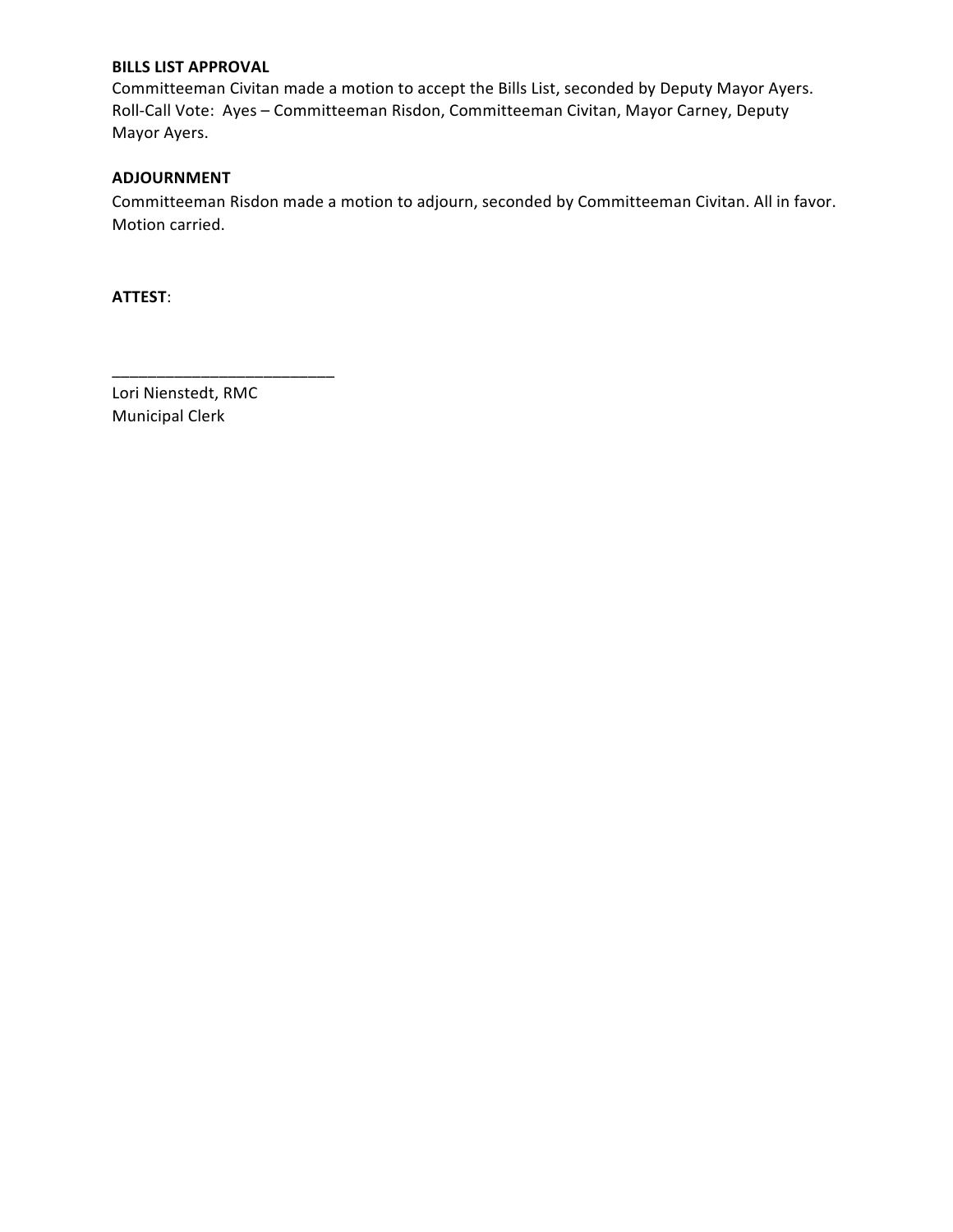**BILLS LIST APPROVAL**
Committeeman Civitan made a motion to accept the Bills List, seconded by Deputy Mayor Ayers. Roll-Call Vote: Ayes – Committeeman Risdon, Committeeman Civitan, Mayor Carney, Deputy Mayor Ayers.

**ADJOURNMENT**
Committeeman Risdon made a motion to adjourn, seconded by Committeeman Civitan. All in favor. Motion carried.

**ATTEST**:

_________________________
Lori Nienstedt, RMC
Municipal Clerk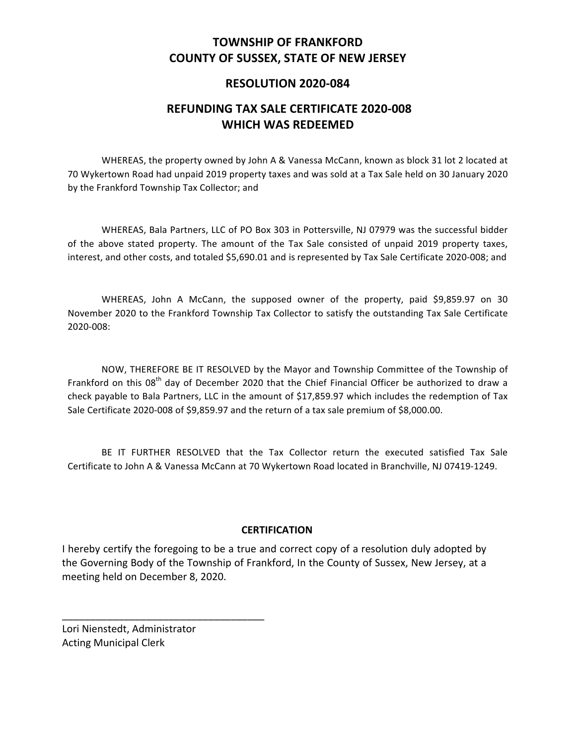# TOWNSHIP OF FRANKFORD
# COUNTY OF SUSSEX, STATE OF NEW JERSEY

## RESOLUTION 2020-084

## REFUNDING TAX SALE CERTIFICATE 2020-008 WHICH WAS REDEEMED

WHEREAS, the property owned by John A & Vanessa McCann, known as block 31 lot 2 located at 70 Wykertown Road had unpaid 2019 property taxes and was sold at a Tax Sale held on 30 January 2020 by the Frankford Township Tax Collector; and

WHEREAS, Bala Partners, LLC of PO Box 303 in Pottersville, NJ 07979 was the successful bidder of the above stated property. The amount of the Tax Sale consisted of unpaid 2019 property taxes, interest, and other costs, and totaled $5,690.01 and is represented by Tax Sale Certificate 2020-008; and

WHEREAS, John A McCann, the supposed owner of the property, paid $9,859.97 on 30 November 2020 to the Frankford Township Tax Collector to satisfy the outstanding Tax Sale Certificate 2020-008:

NOW, THEREFORE BE IT RESOLVED by the Mayor and Township Committee of the Township of Frankford on this 08th day of December 2020 that the Chief Financial Officer be authorized to draw a check payable to Bala Partners, LLC in the amount of $17,859.97 which includes the redemption of Tax Sale Certificate 2020-008 of $9,859.97 and the return of a tax sale premium of $8,000.00.

BE IT FURTHER RESOLVED that the Tax Collector return the executed satisfied Tax Sale Certificate to John A & Vanessa McCann at 70 Wykertown Road located in Branchville, NJ 07419-1249.

**CERTIFICATION**

I hereby certify the foregoing to be a true and correct copy of a resolution duly adopted by the Governing Body of the Township of Frankford, In the County of Sussex, New Jersey, at a meeting held on December 8, 2020.

\_\_\_\_\_\_\_\_\_\_\_\_\_\_\_\_\_\_\_\_\_\_\_\_\_\_\_\_\_\_\_\_\_\_\_\_

Lori Nienstedt, Administrator
Acting Municipal Clerk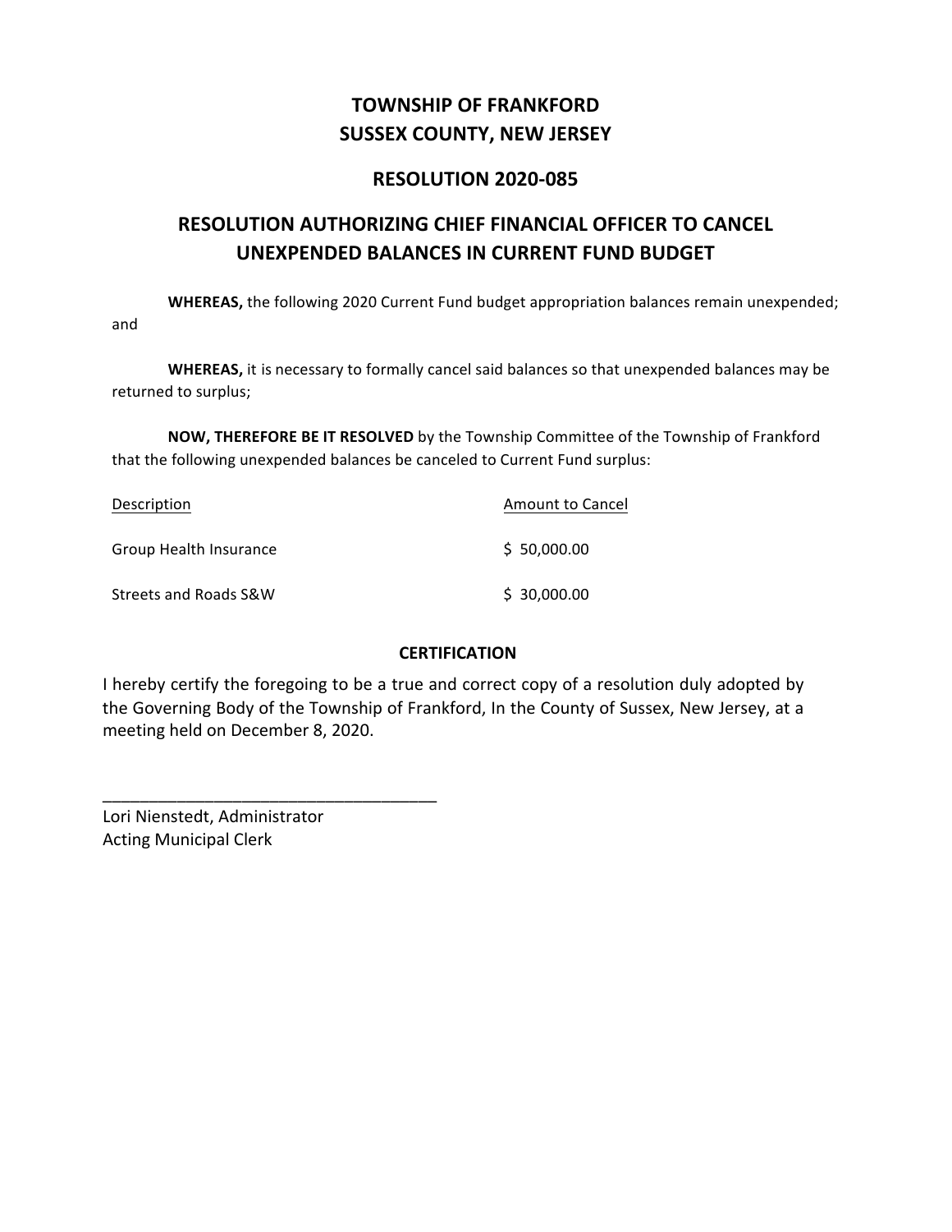# TOWNSHIP OF FRANKFORD
# SUSSEX COUNTY, NEW JERSEY

## RESOLUTION 2020-085

## RESOLUTION AUTHORIZING CHIEF FINANCIAL OFFICER TO CANCEL UNEXPENDED BALANCES IN CURRENT FUND BUDGET

**WHEREAS,** the following 2020 Current Fund budget appropriation balances remain unexpended; and

**WHEREAS,** it is necessary to formally cancel said balances so that unexpended balances may be returned to surplus;

**NOW, THEREFORE BE IT RESOLVED** by the Township Committee of the Township of Frankford that the following unexpended balances be canceled to Current Fund surplus:

| Description | Amount to Cancel |
| --- | --- |
| Group Health Insurance | $ 50,000.00 |
| Streets and Roads S&W | $ 30,000.00 |

**CERTIFICATION**

I hereby certify the foregoing to be a true and correct copy of a resolution duly adopted by the Governing Body of the Township of Frankford, In the County of Sussex, New Jersey, at a meeting held on December 8, 2020.

___________________________________

Lori Nienstedt, Administrator
Acting Municipal Clerk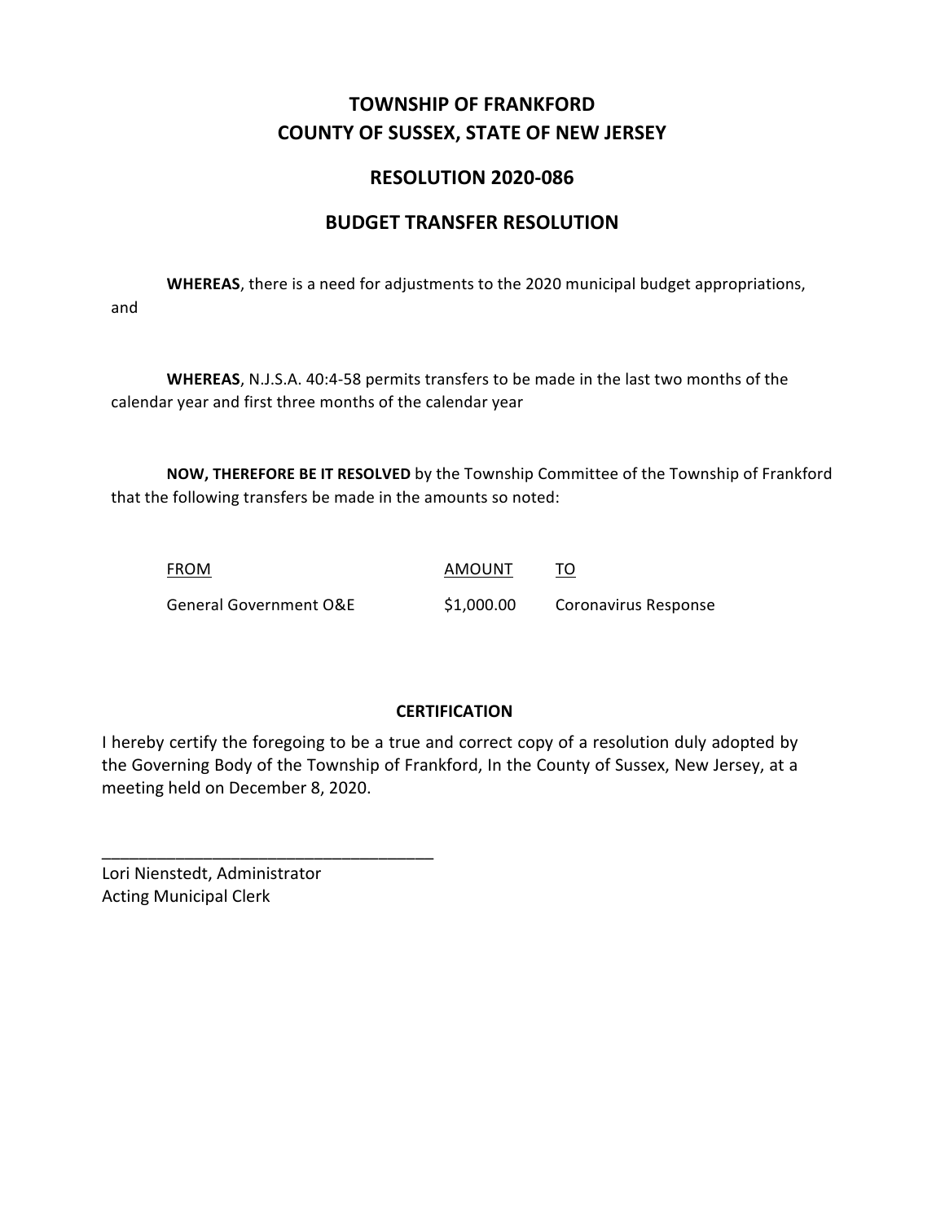# TOWNSHIP OF FRANKFORD
# COUNTY OF SUSSEX, STATE OF NEW JERSEY

## RESOLUTION 2020-086

## BUDGET TRANSFER RESOLUTION

**WHEREAS**, there is a need for adjustments to the 2020 municipal budget appropriations, and

**WHEREAS**, N.J.S.A. 40:4-58 permits transfers to be made in the last two months of the calendar year and first three months of the calendar year

**NOW, THEREFORE BE IT RESOLVED** by the Township Committee of the Township of Frankford that the following transfers be made in the amounts so noted:

| FROM | AMOUNT | TO |
|---|---|---|
| General Government O&E | $1,000.00 | Coronavirus Response |

**CERTIFICATION**

I hereby certify the foregoing to be a true and correct copy of a resolution duly adopted by the Governing Body of the Township of Frankford, In the County of Sussex, New Jersey, at a meeting held on December 8, 2020.

_____________________________________
Lori Nienstedt, Administrator
Acting Municipal Clerk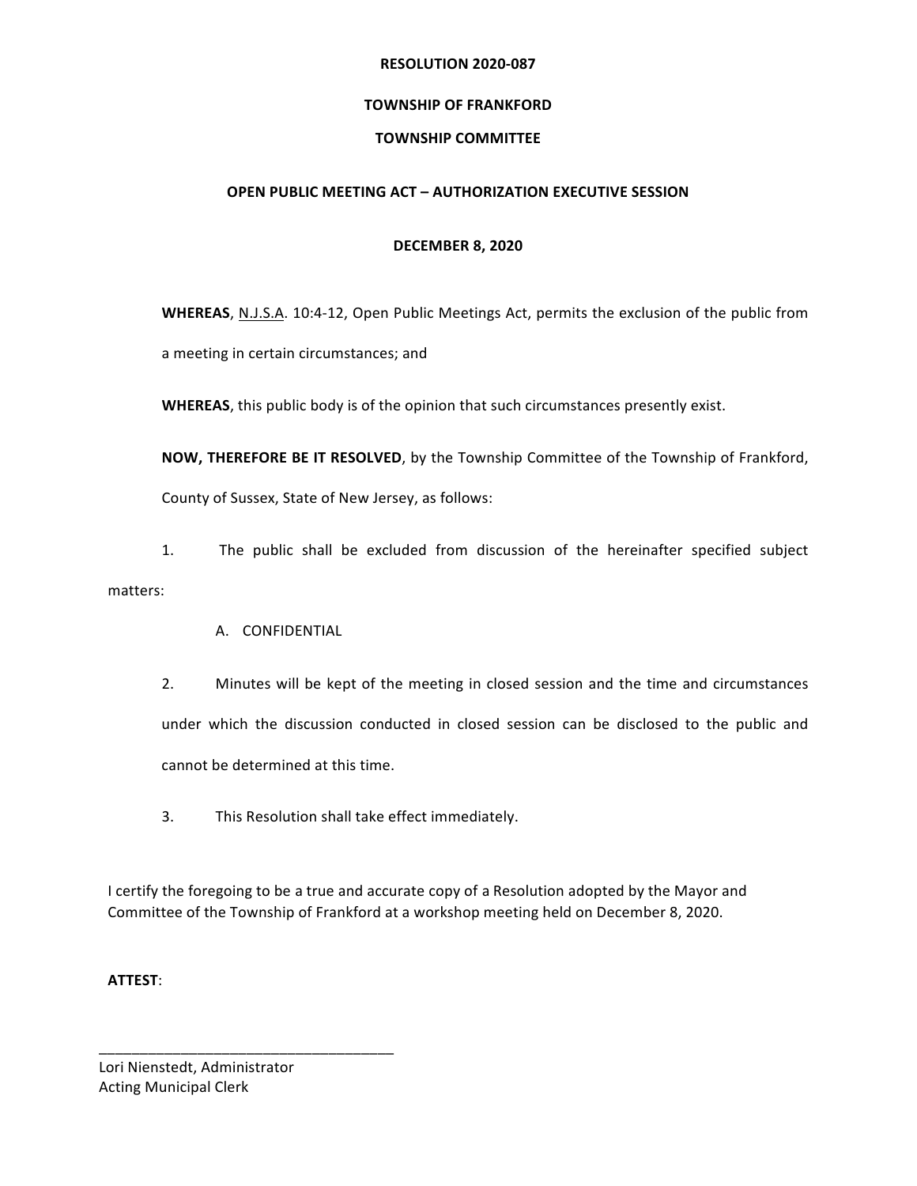**RESOLUTION 2020-087**

**TOWNSHIP OF FRANKFORD**

**TOWNSHIP COMMITTEE**

**OPEN PUBLIC MEETING ACT – AUTHORIZATION EXECUTIVE SESSION**

**DECEMBER 8, 2020**

**WHEREAS**, N.J.S.A. 10:4-12, Open Public Meetings Act, permits the exclusion of the public from a meeting in certain circumstances; and

**WHEREAS**, this public body is of the opinion that such circumstances presently exist.

**NOW, THEREFORE BE IT RESOLVED**, by the Township Committee of the Township of Frankford, County of Sussex, State of New Jersey, as follows:

1. The public shall be excluded from discussion of the hereinafter specified subject matters:

   A. CONFIDENTIAL

2. Minutes will be kept of the meeting in closed session and the time and circumstances under which the discussion conducted in closed session can be disclosed to the public and cannot be determined at this time.

3. This Resolution shall take effect immediately.

I certify the foregoing to be a true and accurate copy of a Resolution adopted by the Mayor and Committee of the Township of Frankford at a workshop meeting held on December 8, 2020.

**ATTEST**:

\_\_\_\_\_\_\_\_\_\_\_\_\_\_\_\_\_\_\_\_\_\_\_\_\_\_\_\_\_\_\_\_\_\_\_\_

Lori Nienstedt, Administrator
Acting Municipal Clerk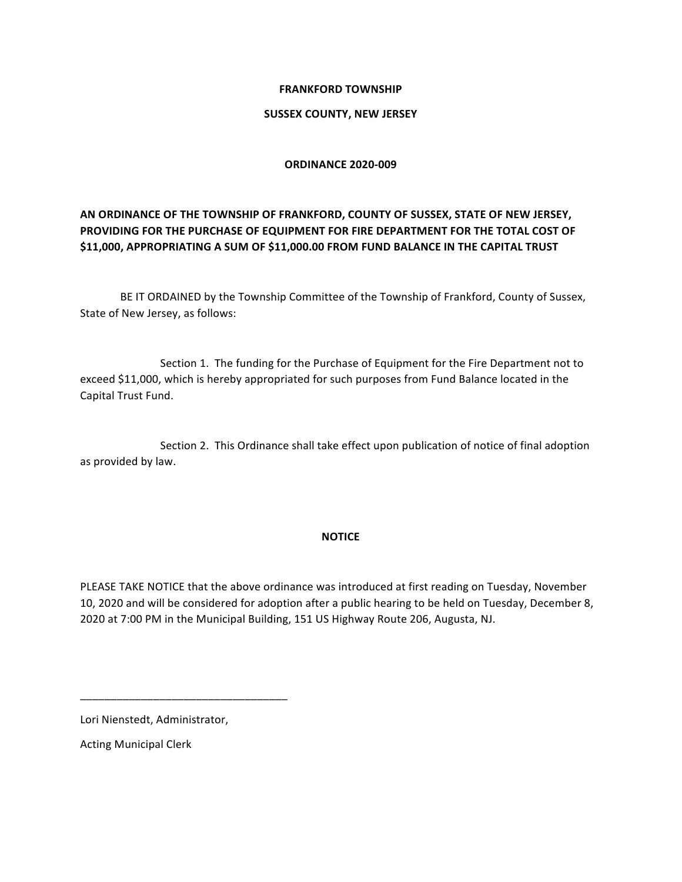**FRANKFORD TOWNSHIP**

**SUSSEX COUNTY, NEW JERSEY**

**ORDINANCE 2020-009**

**AN ORDINANCE OF THE TOWNSHIP OF FRANKFORD, COUNTY OF SUSSEX, STATE OF NEW JERSEY, PROVIDING FOR THE PURCHASE OF EQUIPMENT FOR FIRE DEPARTMENT FOR THE TOTAL COST OF $11,000, APPROPRIATING A SUM OF $11,000.00 FROM FUND BALANCE IN THE CAPITAL TRUST**

BE IT ORDAINED by the Township Committee of the Township of Frankford, County of Sussex, State of New Jersey, as follows:

Section 1. The funding for the Purchase of Equipment for the Fire Department not to exceed $11,000, which is hereby appropriated for such purposes from Fund Balance located in the Capital Trust Fund.

Section 2. This Ordinance shall take effect upon publication of notice of final adoption as provided by law.

**NOTICE**

PLEASE TAKE NOTICE that the above ordinance was introduced at first reading on Tuesday, November 10, 2020 and will be considered for adoption after a public hearing to be held on Tuesday, December 8, 2020 at 7:00 PM in the Municipal Building, 151 US Highway Route 206, Augusta, NJ.

\_\_\_\_\_\_\_\_\_\_\_\_\_\_\_\_\_\_\_\_\_\_\_\_\_\_\_\_\_\_\_\_\_\_

Lori Nienstedt, Administrator,

Acting Municipal Clerk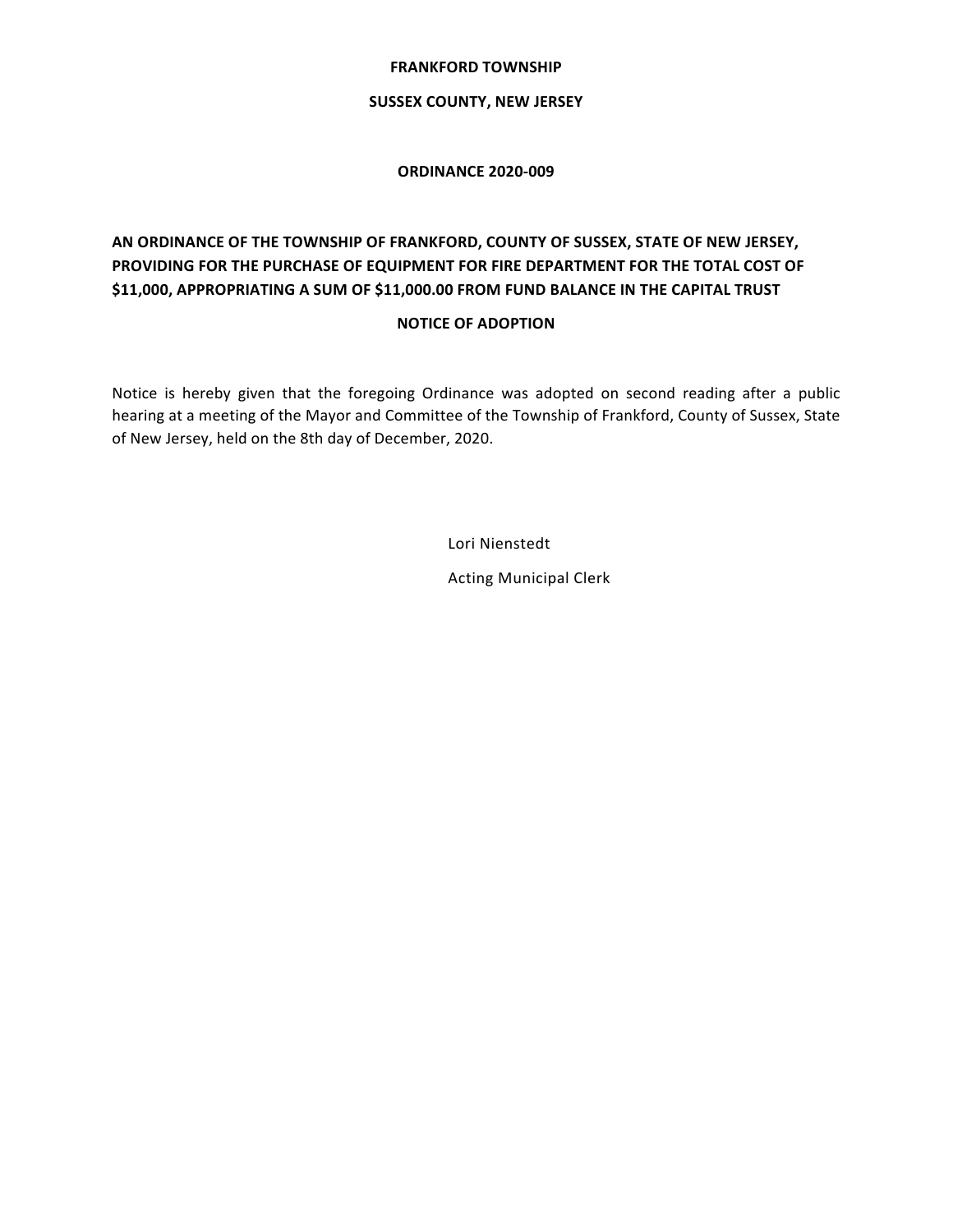**FRANKFORD TOWNSHIP**

**SUSSEX COUNTY, NEW JERSEY**

**ORDINANCE 2020-009**

**AN ORDINANCE OF THE TOWNSHIP OF FRANKFORD, COUNTY OF SUSSEX, STATE OF NEW JERSEY, PROVIDING FOR THE PURCHASE OF EQUIPMENT FOR FIRE DEPARTMENT FOR THE TOTAL COST OF $11,000, APPROPRIATING A SUM OF $11,000.00 FROM FUND BALANCE IN THE CAPITAL TRUST**

**NOTICE OF ADOPTION**

Notice is hereby given that the foregoing Ordinance was adopted on second reading after a public hearing at a meeting of the Mayor and Committee of the Township of Frankford, County of Sussex, State of New Jersey, held on the 8th day of December, 2020.

Lori Nienstedt

Acting Municipal Clerk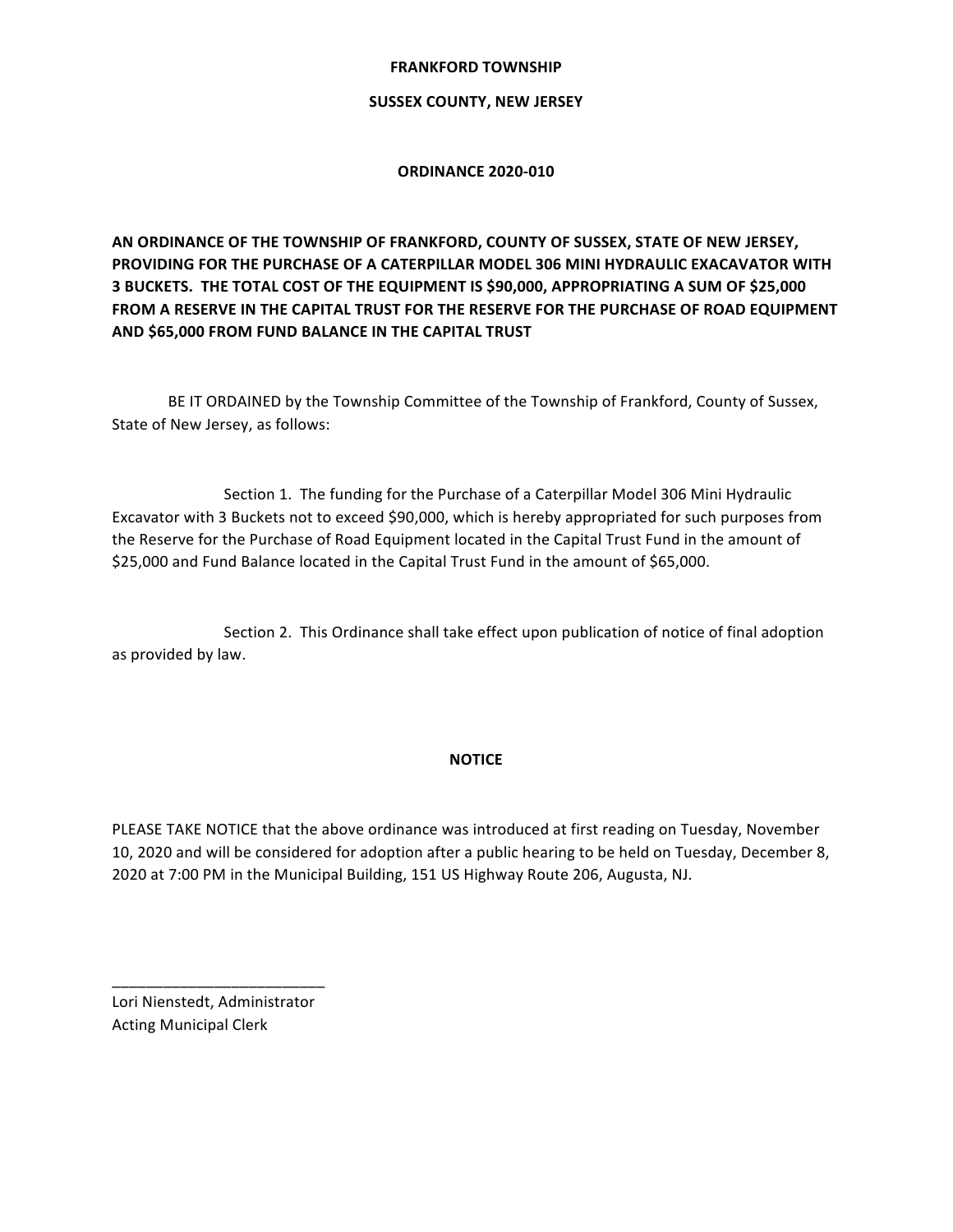**FRANKFORD TOWNSHIP**

**SUSSEX COUNTY, NEW JERSEY**

**ORDINANCE 2020-010**

**AN ORDINANCE OF THE TOWNSHIP OF FRANKFORD, COUNTY OF SUSSEX, STATE OF NEW JERSEY, PROVIDING FOR THE PURCHASE OF A CATERPILLAR MODEL 306 MINI HYDRAULIC EXACAVATOR WITH 3 BUCKETS. THE TOTAL COST OF THE EQUIPMENT IS $90,000, APPROPRIATING A SUM OF $25,000 FROM A RESERVE IN THE CAPITAL TRUST FOR THE RESERVE FOR THE PURCHASE OF ROAD EQUIPMENT AND $65,000 FROM FUND BALANCE IN THE CAPITAL TRUST**

BE IT ORDAINED by the Township Committee of the Township of Frankford, County of Sussex, State of New Jersey, as follows:

Section 1. The funding for the Purchase of a Caterpillar Model 306 Mini Hydraulic Excavator with 3 Buckets not to exceed $90,000, which is hereby appropriated for such purposes from the Reserve for the Purchase of Road Equipment located in the Capital Trust Fund in the amount of $25,000 and Fund Balance located in the Capital Trust Fund in the amount of $65,000.

Section 2. This Ordinance shall take effect upon publication of notice of final adoption as provided by law.

**NOTICE**

PLEASE TAKE NOTICE that the above ordinance was introduced at first reading on Tuesday, November 10, 2020 and will be considered for adoption after a public hearing to be held on Tuesday, December 8, 2020 at 7:00 PM in the Municipal Building, 151 US Highway Route 206, Augusta, NJ.

\_\_\_\_\_\_\_\_\_\_\_\_\_\_\_\_\_\_\_\_\_\_\_\_\_\_

Lori Nienstedt, Administrator
Acting Municipal Clerk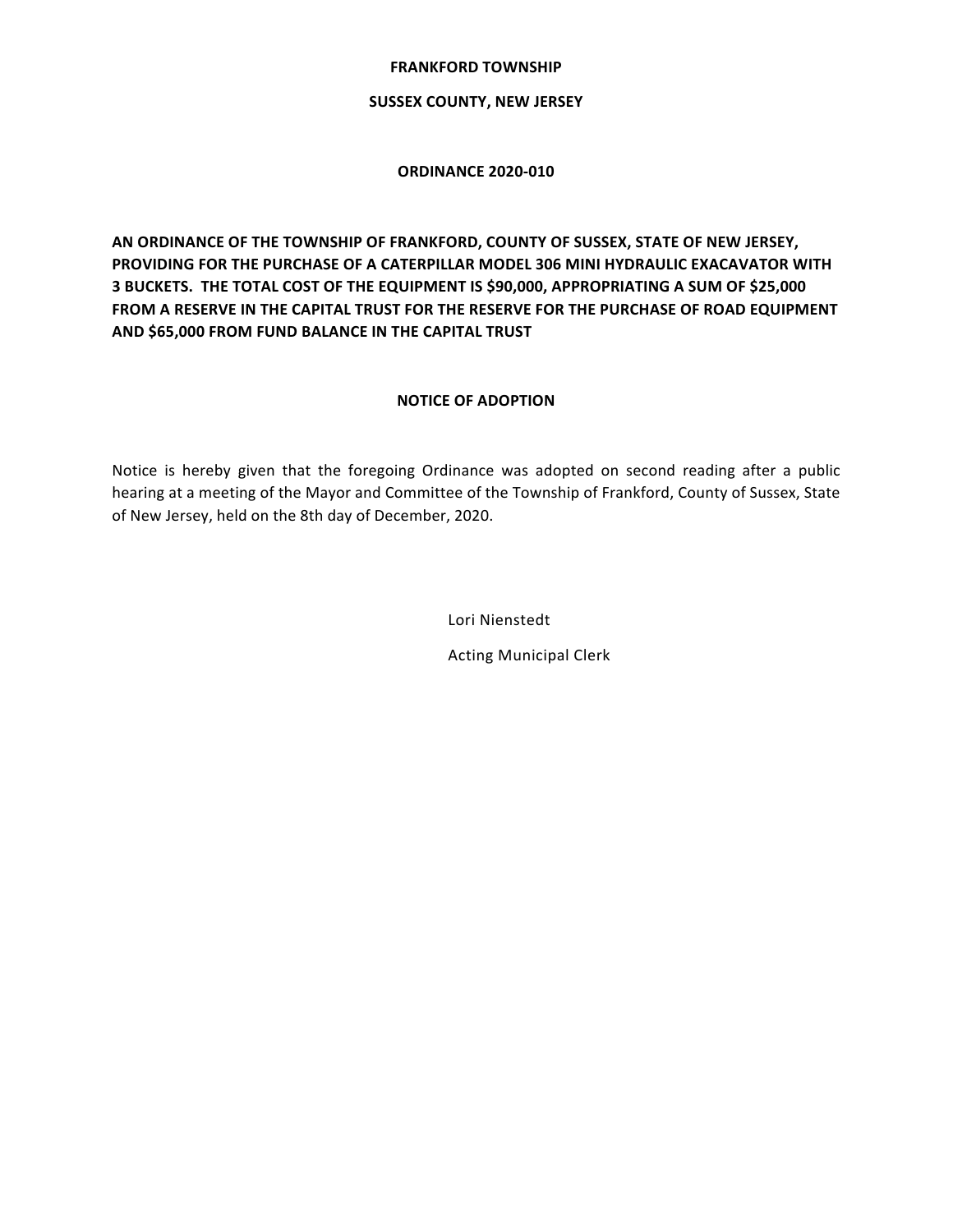**FRANKFORD TOWNSHIP**

**SUSSEX COUNTY, NEW JERSEY**

**ORDINANCE 2020-010**

**AN ORDINANCE OF THE TOWNSHIP OF FRANKFORD, COUNTY OF SUSSEX, STATE OF NEW JERSEY, PROVIDING FOR THE PURCHASE OF A CATERPILLAR MODEL 306 MINI HYDRAULIC EXACAVATOR WITH 3 BUCKETS. THE TOTAL COST OF THE EQUIPMENT IS $90,000, APPROPRIATING A SUM OF $25,000 FROM A RESERVE IN THE CAPITAL TRUST FOR THE RESERVE FOR THE PURCHASE OF ROAD EQUIPMENT AND $65,000 FROM FUND BALANCE IN THE CAPITAL TRUST**

**NOTICE OF ADOPTION**

Notice is hereby given that the foregoing Ordinance was adopted on second reading after a public hearing at a meeting of the Mayor and Committee of the Township of Frankford, County of Sussex, State of New Jersey, held on the 8th day of December, 2020.

Lori Nienstedt

Acting Municipal Clerk